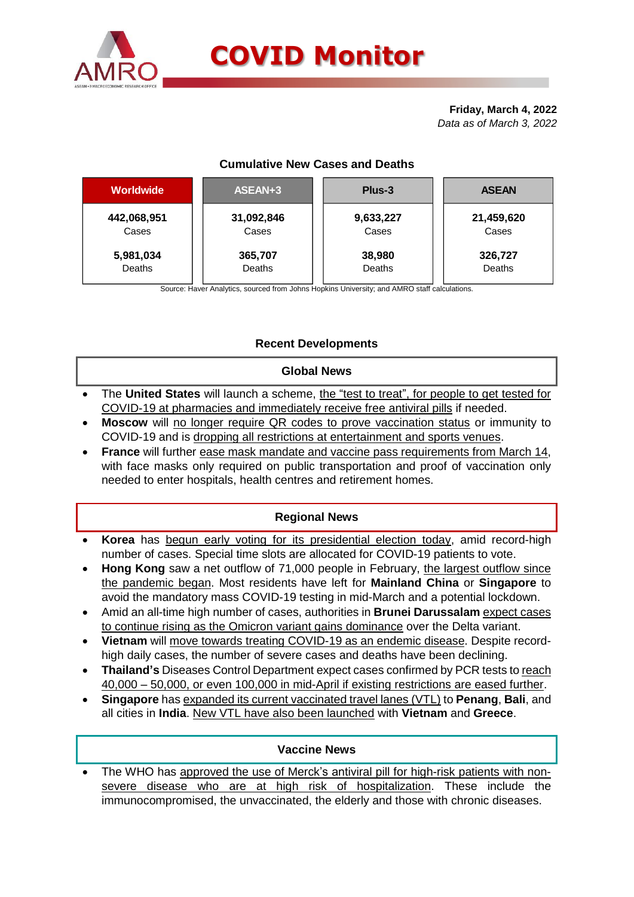# COVID Monitor

**Friday, March 4, 2022**
*Data as of March 3, 2022*

### Cumulative New Cases and Deaths

| Worldwide | ASEAN+3 | Plus-3 | ASEAN |
|---|---|---|---|
| **442,068,951** Cases | **31,092,846** Cases | **9,633,227** Cases | **21,459,620** Cases |
| **5,981,034** Deaths | **365,707** Deaths | **38,980** Deaths | **326,727** Deaths |

Source: Haver Analytics, sourced from Johns Hopkins University; and AMRO staff calculations.

## Recent Developments

### Global News

- The **United States** will launch a scheme, the "test to treat", for people to get tested for COVID-19 at pharmacies and immediately receive free antiviral pills if needed.
- **Moscow** will no longer require QR codes to prove vaccination status or immunity to COVID-19 and is dropping all restrictions at entertainment and sports venues.
- **France** will further ease mask mandate and vaccine pass requirements from March 14, with face masks only required on public transportation and proof of vaccination only needed to enter hospitals, health centres and retirement homes.

### Regional News

- **Korea** has begun early voting for its presidential election today, amid record-high number of cases. Special time slots are allocated for COVID-19 patients to vote.
- **Hong Kong** saw a net outflow of 71,000 people in February, the largest outflow since the pandemic began. Most residents have left for **Mainland China** or **Singapore** to avoid the mandatory mass COVID-19 testing in mid-March and a potential lockdown.
- Amid an all-time high number of cases, authorities in **Brunei Darussalam** expect cases to continue rising as the Omicron variant gains dominance over the Delta variant.
- **Vietnam** will move towards treating COVID-19 as an endemic disease. Despite record-high daily cases, the number of severe cases and deaths have been declining.
- **Thailand's** Diseases Control Department expect cases confirmed by PCR tests to reach 40,000 – 50,000, or even 100,000 in mid-April if existing restrictions are eased further.
- **Singapore** has expanded its current vaccinated travel lanes (VTL) to **Penang**, **Bali**, and all cities in **India**. New VTL have also been launched with **Vietnam** and **Greece**.

### Vaccine News

- The WHO has approved the use of Merck's antiviral pill for high-risk patients with non-severe disease who are at high risk of hospitalization. These include the immunocompromised, the unvaccinated, the elderly and those with chronic diseases.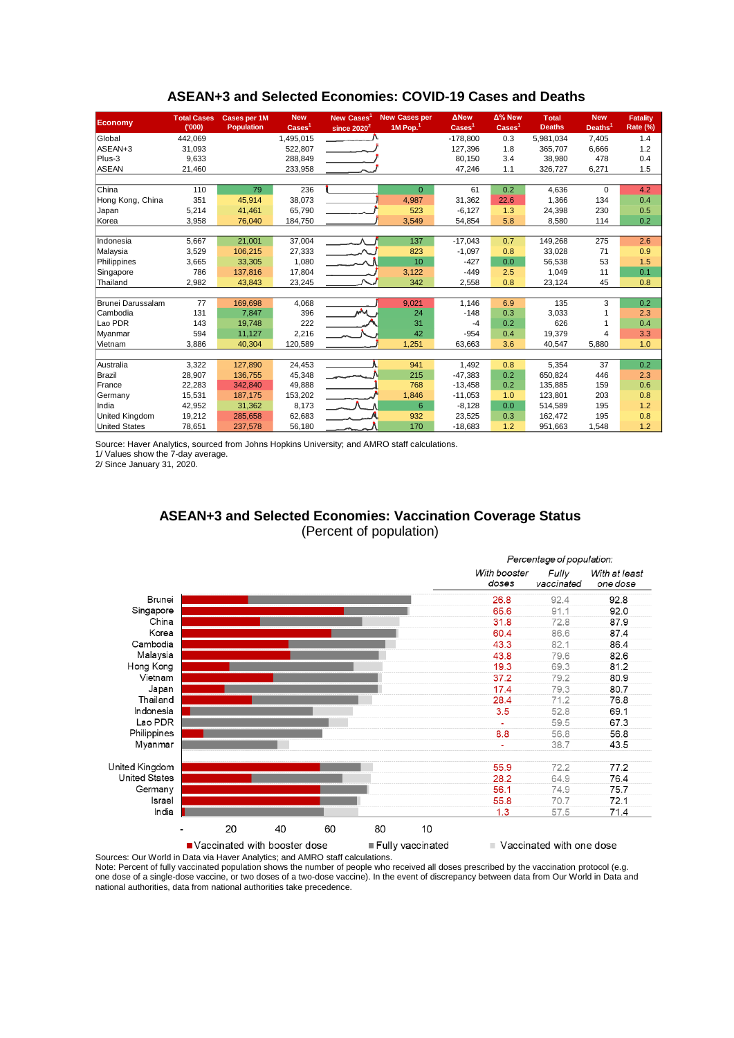## ASEAN+3 and Selected Economies: COVID-19 Cases and Deaths

| Economy | Total Cases ('000) | Cases per 1M Population | New Cases[1] | New Cases[1] since 2020[2] | New Cases per 1M Pop.[1] | ΔNew Cases[1] | Δ% New Cases[1] | Total Deaths | New Deaths[1] | Fatality Rate (%) |
|---|---|---|---|---|---|---|---|---|---|---|
| Global | 442,069 | | 1,495,015 | | | -178,800 | 0.3 | 5,981,034 | 7,405 | 1.4 |
| ASEAN+3 | 31,093 | | 522,807 | | | 127,396 | 1.8 | 365,707 | 6,666 | 1.2 |
| Plus-3 | 9,633 | | 288,849 | | | 80,150 | 3.4 | 38,980 | 478 | 0.4 |
| ASEAN | 21,460 | | 233,958 | | | 47,246 | 1.1 | 326,727 | 6,271 | 1.5 |
| | | | | | | | | | | |
| China | 110 | 79 | 236 | | 0 | 61 | 0.2 | 4,636 | 0 | 4.2 |
| Hong Kong, China | 351 | 45,914 | 38,073 | | 4,987 | 31,362 | 22.6 | 1,366 | 134 | 0.4 |
| Japan | 5,214 | 41,461 | 65,790 | | 523 | -6,127 | 1.3 | 24,398 | 230 | 0.5 |
| Korea | 3,958 | 76,040 | 184,750 | | 3,549 | 54,854 | 5.8 | 8,580 | 114 | 0.2 |
| | | | | | | | | | | |
| Indonesia | 5,667 | 21,001 | 37,004 | | 137 | -17,043 | 0.7 | 149,268 | 275 | 2.6 |
| Malaysia | 3,529 | 106,215 | 27,333 | | 823 | -1,097 | 0.8 | 33,028 | 71 | 0.9 |
| Philippines | 3,665 | 33,305 | 1,080 | | 10 | -427 | 0.0 | 56,538 | 53 | 1.5 |
| Singapore | 786 | 137,816 | 17,804 | | 3,122 | -449 | 2.5 | 1,049 | 11 | 0.1 |
| Thailand | 2,982 | 43,843 | 23,245 | | 342 | 2,558 | 0.8 | 23,124 | 45 | 0.8 |
| | | | | | | | | | | |
| Brunei Darussalam | 77 | 169,698 | 4,068 | | 9,021 | 1,146 | 6.9 | 135 | 3 | 0.2 |
| Cambodia | 131 | 7,847 | 396 | | 24 | -148 | 0.3 | 3,033 | 1 | 2.3 |
| Lao PDR | 143 | 19,748 | 222 | | 31 | -4 | 0.2 | 626 | 1 | 0.4 |
| Myanmar | 594 | 11,127 | 2,216 | | 42 | -954 | 0.4 | 19,379 | 4 | 3.3 |
| Vietnam | 3,886 | 40,304 | 120,589 | | 1,251 | 63,663 | 3.6 | 40,547 | 5,880 | 1.0 |
| | | | | | | | | | | |
| Australia | 3,322 | 127,890 | 24,453 | | 941 | 1,492 | 0.8 | 5,354 | 37 | 0.2 |
| Brazil | 28,907 | 136,755 | 45,348 | | 215 | -47,383 | 0.2 | 650,824 | 446 | 2.3 |
| France | 22,283 | 342,840 | 49,888 | | 768 | -13,458 | 0.2 | 135,885 | 159 | 0.6 |
| Germany | 15,531 | 187,175 | 153,202 | | 1,846 | -11,053 | 1.0 | 123,801 | 203 | 0.8 |
| India | 42,952 | 31,362 | 8,173 | | 6 | -8,128 | 0.0 | 514,589 | 195 | 1.2 |
| United Kingdom | 19,212 | 285,658 | 62,683 | | 932 | 23,525 | 0.3 | 162,472 | 195 | 0.8 |
| United States | 78,651 | 237,578 | 56,180 | | 170 | -18,683 | 1.2 | 951,663 | 1,548 | 1.2 |

Source: Haver Analytics, sourced from Johns Hopkins University; and AMRO staff calculations.
1/ Values show the 7-day average.
2/ Since January 31, 2020.

## ASEAN+3 and Selected Economies: Vaccination Coverage Status
(Percent of population)

*Percentage of population:*

| Economy | *With booster doses* | *Fully vaccinated* | *With at least one dose* |
|---|---|---|---|
| Brunei | 26.8 | 92.4 | 92.8 |
| Singapore | 65.6 | 91.1 | 92.0 |
| China | 31.8 | 72.8 | 87.9 |
| Korea | 60.4 | 86.6 | 87.4 |
| Cambodia | 43.3 | 82.1 | 86.4 |
| Malaysia | 43.8 | 79.6 | 82.6 |
| Hong Kong | 19.3 | 69.3 | 81.2 |
| Vietnam | 37.2 | 79.2 | 80.9 |
| Japan | 17.4 | 79.3 | 80.7 |
| Thailand | 28.4 | 71.2 | 76.8 |
| Indonesia | 3.5 | 52.8 | 69.1 |
| Lao PDR | - | 59.5 | 67.3 |
| Philippines | 8.8 | 56.8 | 56.8 |
| Myanmar | - | 38.7 | 43.5 |
| | | | |
| United Kingdom | 55.9 | 72.2 | 77.2 |
| United States | 28.2 | 64.9 | 76.4 |
| Germany | 56.1 | 74.9 | 75.7 |
| Israel | 55.8 | 70.7 | 72.1 |
| India | 1.3 | 57.5 | 71.4 |

■ Vaccinated with booster dose ■ Fully vaccinated ■ Vaccinated with one dose

Sources: Our World in Data via Haver Analytics; and AMRO staff calculations.
Note: Percent of fully vaccinated population shows the number of people who received all doses prescribed by the vaccination protocol (e.g. one dose of a single-dose vaccine, or two doses of a two-dose vaccine). In the event of discrepancy between data from Our World in Data and national authorities, data from national authorities take precedence.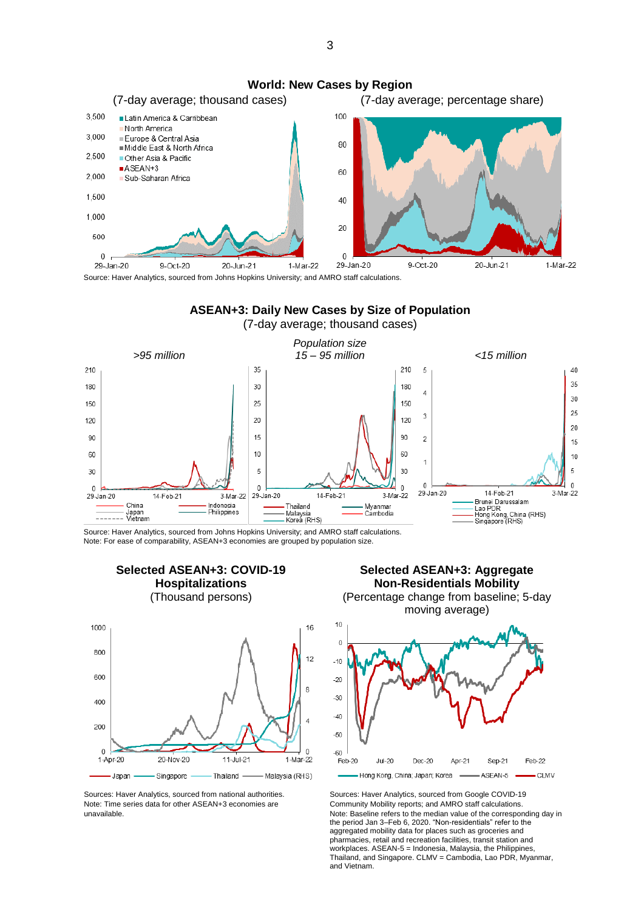## World: New Cases by Region

(7-day average; thousand cases)

3,500
3,000
2,500
2,000
1,500
1,000
500
0

29-Jan-20 9-Oct-20 20-Jun-21 1-Mar-22

Latin America & Caribbean
North America
Europe & Central Asia
Middle East & North Africa
Other Asia & Pacific
ASEAN+3
Sub-Saharan Africa

(7-day average; percentage share)

100
80
60
40
20
0

29-Jan-20 9-Oct-20 20-Jun-21 1-Mar-22

Source: Haver Analytics, sourced from Johns Hopkins University; and AMRO staff calculations.

## ASEAN+3: Daily New Cases by Size of Population

(7-day average; thousand cases)

Population size

*>95 million*

210
180
150
120
90
60
30
0

29-Jan-20 14-Feb-21 3-Mar-22

China
Japan
Vietnam
Indonesia
Philippines

*15 – 95 million*

35
30
25
20
15
10
5
0

210
180
150
120
90
60
30
0

29-Jan-20 14-Feb-21 3-Mar-22

Thailand
Malaysia
Korea (RHS)
Myanmar
Cambodia

*<15 million*

5
4
3
2
1
0

40
35
30
25
20
15
10
5
0

29-Jan-20 14-Feb-21 3-Mar-22

Brunei Darussalam
Lao PDR
Hong Kong, China (RHS)
Singapore (RHS)

Source: Haver Analytics, sourced from Johns Hopkins University; and AMRO staff calculations.
Note: For ease of comparability, ASEAN+3 economies are grouped by population size.

## Selected ASEAN+3: COVID-19 Hospitalizations

(Thousand persons)

1000
800
600
400
200
0

16
12
8
4
0

1-Apr-20 20-Nov-20 11-Jul-21 1-Mar-22

Japan
Singapore
Thailand
Malaysia (RHS)

Sources: Haver Analytics, sourced from national authorities.
Note: Time series data for other ASEAN+3 economies are unavailable.

## Selected ASEAN+3: Aggregate Non-Residentials Mobility

(Percentage change from baseline; 5-day moving average)

10
0
-10
-20
-30
-40
-50
-60

Feb-20 Jul-20 Dec-20 Apr-21 Sep-21 Feb-22

Hong Kong, China; Japan; Korea
ASEAN-5
CLMV

Sources: Haver Analytics, sourced from Google COVID-19 Community Mobility reports; and AMRO staff calculations.
Note: Baseline refers to the median value of the corresponding day in the period Jan 3–Feb 6, 2020. "Non-residentials" refer to the aggregated mobility data for places such as groceries and pharmacies, retail and recreation facilities, transit station and workplaces. ASEAN-5 = Indonesia, Malaysia, the Philippines, Thailand, and Singapore. CLMV = Cambodia, Lao PDR, Myanmar, and Vietnam.